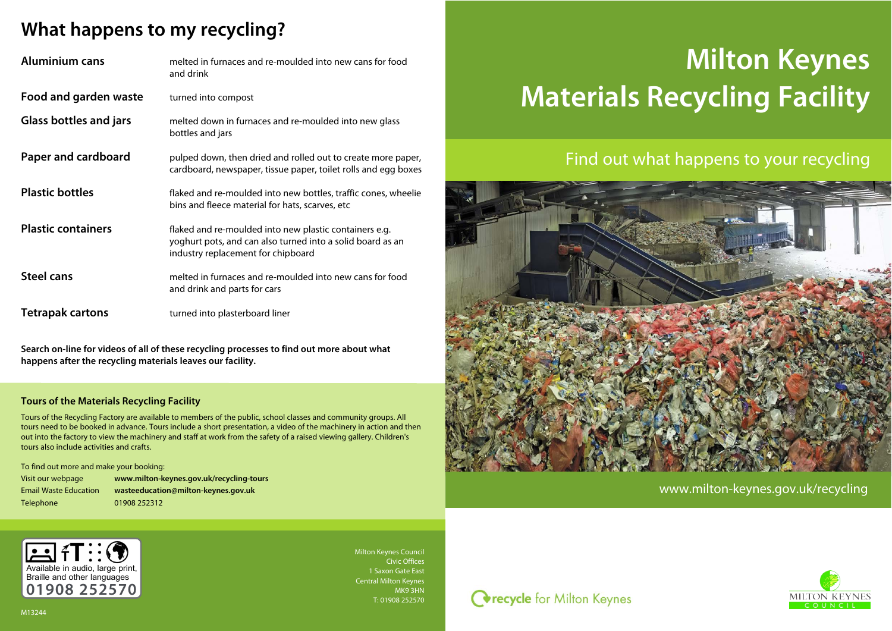# What happens to my recycling?

| | |
|---|---|
| **Aluminium cans** | melted in furnaces and re-moulded into new cans for food and drink |
| **Food and garden waste** | turned into compost |
| **Glass bottles and jars** | melted down in furnaces and re-moulded into new glass bottles and jars |
| **Paper and cardboard** | pulped down, then dried and rolled out to create more paper, cardboard, newspaper, tissue paper, toilet rolls and egg boxes |
| **Plastic bottles** | flaked and re-moulded into new bottles, traffic cones, wheelie bins and fleece material for hats, scarves, etc |
| **Plastic containers** | flaked and re-moulded into new plastic containers e.g. yoghurt pots, and can also turned into a solid board as an industry replacement for chipboard |
| **Steel cans** | melted in furnaces and re-moulded into new cans for food and drink and parts for cars |
| **Tetrapak cartons** | turned into plasterboard liner |

**Search on-line for videos of all of these recycling processes to find out more about what happens after the recycling materials leaves our facility.**

## Tours of the Materials Recycling Facility

Tours of the Recycling Factory are available to members of the public, school classes and community groups. All tours need to be booked in advance. Tours include a short presentation, a video of the machinery in action and then out into the factory to view the machinery and staff at work from the safety of a raised viewing gallery. Children's tours also include activities and crafts.

To find out more and make your booking:

| | |
|---|---|
| Visit our webpage | **www.milton-keynes.gov.uk/recycling-tours** |
| Email Waste Education | **wasteeducation@milton-keynes.gov.uk** |
| Telephone | 01908 252312 |

Available in audio, large print, Braille and other languages
01908 252570

M13244

Milton Keynes Council
Civic Offices
1 Saxon Gate East
Central Milton Keynes
MK9 3HN
T: 01908 252570

# Milton Keynes Materials Recycling Facility

## Find out what happens to your recycling

www.milton-keynes.gov.uk/recycling

recycle for Milton Keynes

MILTON KEYNES COUNCIL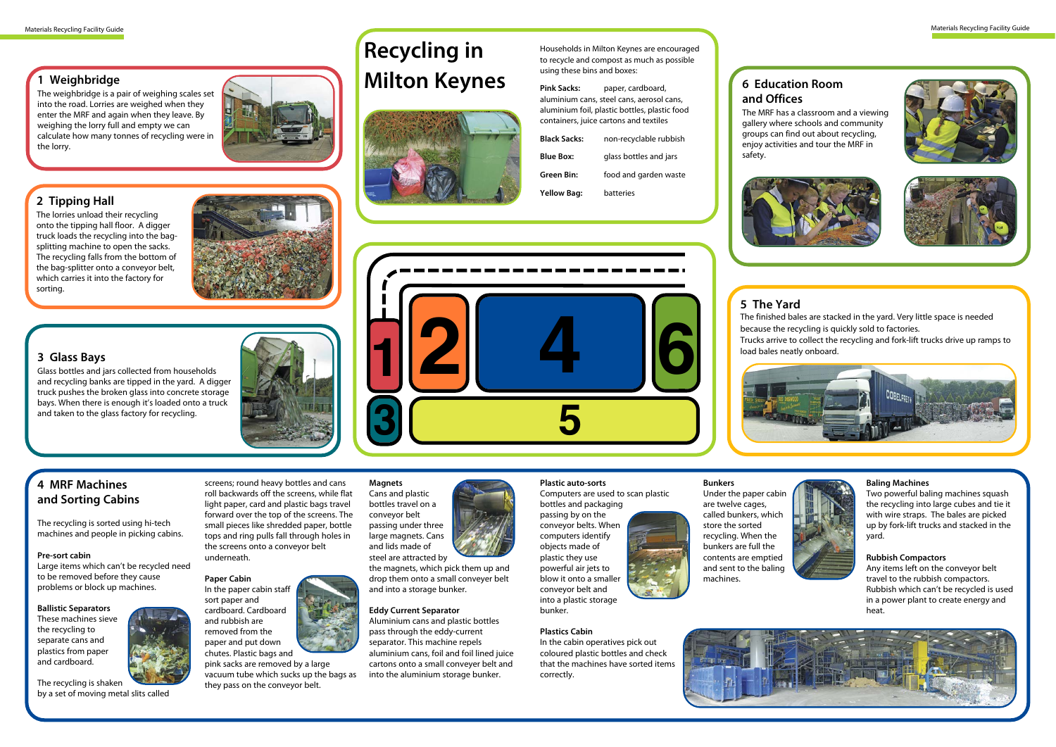# Recycling in Milton Keynes

Households in Milton Keynes are encouraged to recycle and compost as much as possible using these bins and boxes:

| | |
|---|---|
| **Pink Sacks:** | paper, cardboard, aluminium cans, steel cans, aerosol cans, aluminium foil, plastic bottles, plastic food containers, juice cartons and textiles |
| **Black Sacks:** | non-recyclable rubbish |
| **Blue Box:** | glass bottles and jars |
| **Green Bin:** | food and garden waste |
| **Yellow Bag:** | batteries |

1 2 4 6
3 5

## 1 Weighbridge

The weighbridge is a pair of weighing scales set into the road. Lorries are weighed when they enter the MRF and again when they leave. By weighing the lorry full and empty we can calculate how many tonnes of recycling were in the lorry.

## 2 Tipping Hall

The lorries unload their recycling onto the tipping hall floor. A digger truck loads the recycling into the bag-splitting machine to open the sacks. The recycling falls from the bottom of the bag-splitter onto a conveyor belt, which carries it into the factory for sorting.

## 3 Glass Bays

Glass bottles and jars collected from households and recycling banks are tipped in the yard. A digger truck pushes the broken glass into concrete storage bays. When there is enough it's loaded onto a truck and taken to the glass factory for recycling.

## 6 Education Room and Offices

The MRF has a classroom and a viewing gallery where schools and community groups can find out about recycling, enjoy activities and tour the MRF in safety.

## 5 The Yard

The finished bales are stacked in the yard. Very little space is needed because the recycling is quickly sold to factories.

Trucks arrive to collect the recycling and fork-lift trucks drive up ramps to load bales neatly onboard.

## 4 MRF Machines and Sorting Cabins

The recycling is sorted using hi-tech machines and people in picking cabins.

**Pre-sort cabin**

Large items which can't be recycled need to be removed before they cause problems or block up machines.

**Ballistic Separators**

These machines sieve the recycling to separate cans and plastics from paper and cardboard.

The recycling is shaken by a set of moving metal slits called screens; round heavy bottles and cans roll backwards off the screens, while flat light paper, card and plastic bags travel forward over the top of the screens. The small pieces like shredded paper, bottle tops and ring pulls fall through holes in the screens onto a conveyor belt underneath.

**Paper Cabin**

In the paper cabin staff sort paper and cardboard. Cardboard and rubbish are removed from the paper and put down chutes. Plastic bags and pink sacks are removed by a large vacuum tube which sucks up the bags as they pass on the conveyor belt.

**Magnets**

Cans and plastic bottles travel on a conveyor belt passing under three large magnets. Cans and lids made of steel are attracted by the magnets, which pick them up and drop them onto a small conveyer belt and into a storage bunker.

**Eddy Current Separator**

Aluminium cans and plastic bottles pass through the eddy-current separator. This machine repels aluminium cans, foil and foil lined juice cartons onto a small conveyer belt and into the aluminium storage bunker.

**Plastic auto-sorts**

Computers are used to scan plastic bottles and packaging passing by on the conveyor belts. When computers identify objects made of plastic they use powerful air jets to blow it onto a smaller conveyor belt and into a plastic storage bunker.

**Plastics Cabin**

In the cabin operatives pick out coloured plastic bottles and check that the machines have sorted items correctly.

**Bunkers**

Under the paper cabin are twelve cages, called bunkers, which store the sorted recycling. When the bunkers are full the contents are emptied and sent to the baling machines.

**Baling Machines**

Two powerful baling machines squash the recycling into large cubes and tie it with wire straps. The bales are picked up by fork-lift trucks and stacked in the yard.

**Rubbish Compactors**

Any items left on the conveyor belt travel to the rubbish compactors. Rubbish which can't be recycled is used in a power plant to create energy and heat.